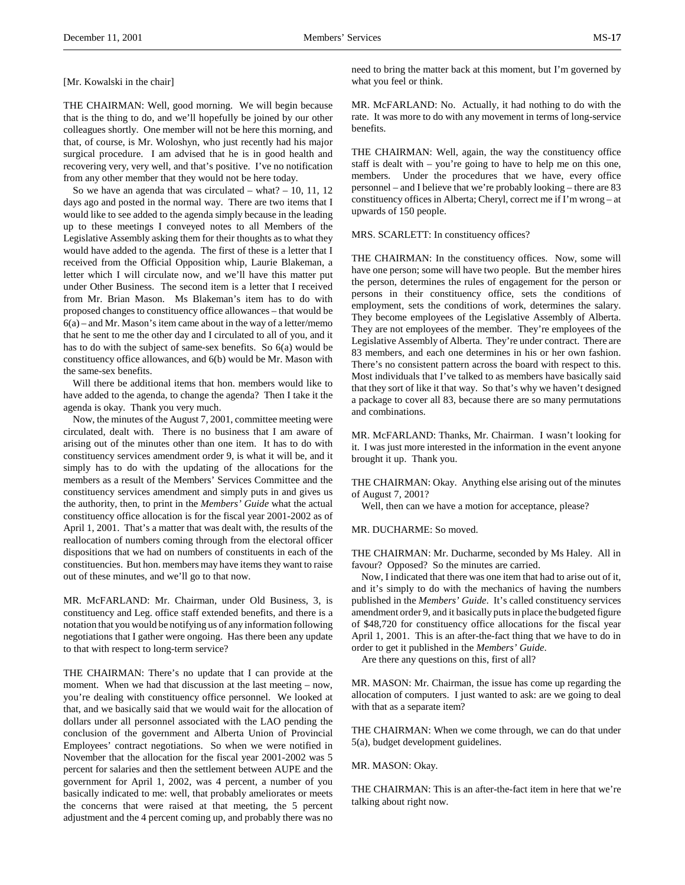[Mr. Kowalski in the chair]

THE CHAIRMAN: Well, good morning. We will begin because that is the thing to do, and we'll hopefully be joined by our other colleagues shortly. One member will not be here this morning, and that, of course, is Mr. Woloshyn, who just recently had his major surgical procedure. I am advised that he is in good health and recovering very, very well, and that's positive. I've no notification from any other member that they would not be here today.

So we have an agenda that was circulated – what? – 10, 11, 12 days ago and posted in the normal way. There are two items that I would like to see added to the agenda simply because in the leading up to these meetings I conveyed notes to all Members of the Legislative Assembly asking them for their thoughts as to what they would have added to the agenda. The first of these is a letter that I received from the Official Opposition whip, Laurie Blakeman, a letter which I will circulate now, and we'll have this matter put under Other Business. The second item is a letter that I received from Mr. Brian Mason. Ms Blakeman's item has to do with proposed changes to constituency office allowances – that would be 6(a) – and Mr. Mason's item came about in the way of a letter/memo that he sent to me the other day and I circulated to all of you, and it has to do with the subject of same-sex benefits. So 6(a) would be constituency office allowances, and 6(b) would be Mr. Mason with the same-sex benefits.

Will there be additional items that hon. members would like to have added to the agenda, to change the agenda? Then I take it the agenda is okay. Thank you very much.

Now, the minutes of the August 7, 2001, committee meeting were circulated, dealt with. There is no business that I am aware of arising out of the minutes other than one item. It has to do with constituency services amendment order 9, is what it will be, and it simply has to do with the updating of the allocations for the members as a result of the Members' Services Committee and the constituency services amendment and simply puts in and gives us the authority, then, to print in the *Members' Guide* what the actual constituency office allocation is for the fiscal year 2001-2002 as of April 1, 2001. That's a matter that was dealt with, the results of the reallocation of numbers coming through from the electoral officer dispositions that we had on numbers of constituents in each of the constituencies. But hon. members may have items they want to raise out of these minutes, and we'll go to that now.

MR. McFARLAND: Mr. Chairman, under Old Business, 3, is constituency and Leg. office staff extended benefits, and there is a notation that you would be notifying us of any information following negotiations that I gather were ongoing. Has there been any update to that with respect to long-term service?

THE CHAIRMAN: There's no update that I can provide at the moment. When we had that discussion at the last meeting – now, you're dealing with constituency office personnel. We looked at that, and we basically said that we would wait for the allocation of dollars under all personnel associated with the LAO pending the conclusion of the government and Alberta Union of Provincial Employees' contract negotiations. So when we were notified in November that the allocation for the fiscal year 2001-2002 was 5 percent for salaries and then the settlement between AUPE and the government for April 1, 2002, was 4 percent, a number of you basically indicated to me: well, that probably ameliorates or meets the concerns that were raised at that meeting, the 5 percent adjustment and the 4 percent coming up, and probably there was no need to bring the matter back at this moment, but I'm governed by what you feel or think.

MR. McFARLAND: No. Actually, it had nothing to do with the rate. It was more to do with any movement in terms of long-service benefits.

THE CHAIRMAN: Well, again, the way the constituency office staff is dealt with – you're going to have to help me on this one, members. Under the procedures that we have, every office personnel – and I believe that we're probably looking – there are 83 constituency offices in Alberta; Cheryl, correct me if I'm wrong – at upwards of 150 people.

MRS. SCARLETT: In constituency offices?

THE CHAIRMAN: In the constituency offices. Now, some will have one person; some will have two people. But the member hires the person, determines the rules of engagement for the person or persons in their constituency office, sets the conditions of employment, sets the conditions of work, determines the salary. They become employees of the Legislative Assembly of Alberta. They are not employees of the member. They're employees of the Legislative Assembly of Alberta. They're under contract. There are 83 members, and each one determines in his or her own fashion. There's no consistent pattern across the board with respect to this. Most individuals that I've talked to as members have basically said that they sort of like it that way. So that's why we haven't designed a package to cover all 83, because there are so many permutations and combinations.

MR. McFARLAND: Thanks, Mr. Chairman. I wasn't looking for it. I was just more interested in the information in the event anyone brought it up. Thank you.

THE CHAIRMAN: Okay. Anything else arising out of the minutes of August 7, 2001?

Well, then can we have a motion for acceptance, please?

MR. DUCHARME: So moved.

THE CHAIRMAN: Mr. Ducharme, seconded by Ms Haley. All in favour? Opposed? So the minutes are carried.

Now, I indicated that there was one item that had to arise out of it, and it's simply to do with the mechanics of having the numbers published in the *Members' Guide*. It's called constituency services amendment order 9, and it basically puts in place the budgeted figure of $48,720 for constituency office allocations for the fiscal year April 1, 2001. This is an after-the-fact thing that we have to do in order to get it published in the *Members' Guide*.

Are there any questions on this, first of all?

MR. MASON: Mr. Chairman, the issue has come up regarding the allocation of computers. I just wanted to ask: are we going to deal with that as a separate item?

THE CHAIRMAN: When we come through, we can do that under 5(a), budget development guidelines.

MR. MASON: Okay.

THE CHAIRMAN: This is an after-the-fact item in here that we're talking about right now.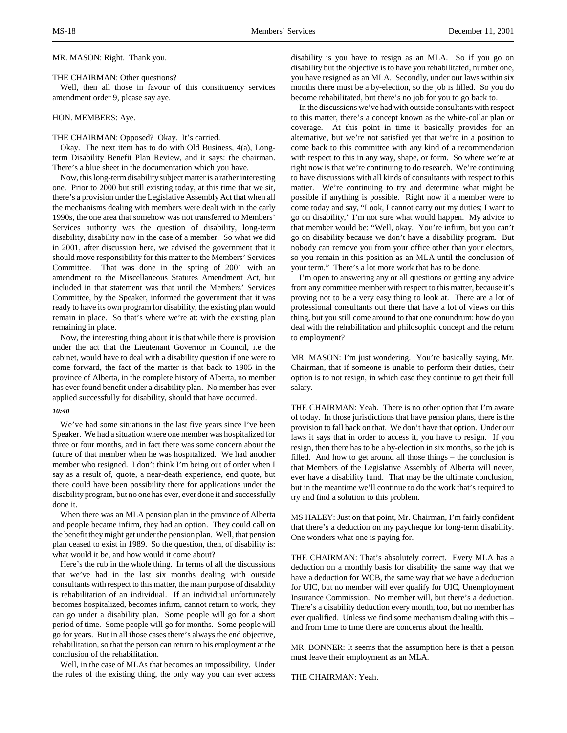MR. MASON: Right. Thank you.

THE CHAIRMAN: Other questions?

Well, then all those in favour of this constituency services amendment order 9, please say aye.

HON. MEMBERS: Aye.

THE CHAIRMAN: Opposed? Okay. It's carried.

Okay. The next item has to do with Old Business, 4(a), Long-term Disability Benefit Plan Review, and it says: the chairman. There's a blue sheet in the documentation which you have.

Now, this long-term disability subject matter is a rather interesting one. Prior to 2000 but still existing today, at this time that we sit, there's a provision under the Legislative Assembly Act that when all the mechanisms dealing with members were dealt with in the early 1990s, the one area that somehow was not transferred to Members' Services authority was the question of disability, long-term disability, disability now in the case of a member. So what we did in 2001, after discussion here, we advised the government that it should move responsibility for this matter to the Members' Services Committee. That was done in the spring of 2001 with an amendment to the Miscellaneous Statutes Amendment Act, but included in that statement was that until the Members' Services Committee, by the Speaker, informed the government that it was ready to have its own program for disability, the existing plan would remain in place. So that's where we're at: with the existing plan remaining in place.

Now, the interesting thing about it is that while there is provision under the act that the Lieutenant Governor in Council, i.e the cabinet, would have to deal with a disability question if one were to come forward, the fact of the matter is that back to 1905 in the province of Alberta, in the complete history of Alberta, no member has ever found benefit under a disability plan. No member has ever applied successfully for disability, should that have occurred.

*10:40*

We've had some situations in the last five years since I've been Speaker. We had a situation where one member was hospitalized for three or four months, and in fact there was some concern about the future of that member when he was hospitalized. We had another member who resigned. I don't think I'm being out of order when I say as a result of, quote, a near-death experience, end quote, but there could have been possibility there for applications under the disability program, but no one has ever, ever done it and successfully done it.

When there was an MLA pension plan in the province of Alberta and people became infirm, they had an option. They could call on the benefit they might get under the pension plan. Well, that pension plan ceased to exist in 1989. So the question, then, of disability is: what would it be, and how would it come about?

Here's the rub in the whole thing. In terms of all the discussions that we've had in the last six months dealing with outside consultants with respect to this matter, the main purpose of disability is rehabilitation of an individual. If an individual unfortunately becomes hospitalized, becomes infirm, cannot return to work, they can go under a disability plan. Some people will go for a short period of time. Some people will go for months. Some people will go for years. But in all those cases there's always the end objective, rehabilitation, so that the person can return to his employment at the conclusion of the rehabilitation.

Well, in the case of MLAs that becomes an impossibility. Under the rules of the existing thing, the only way you can ever access disability is you have to resign as an MLA. So if you go on disability but the objective is to have you rehabilitated, number one, you have resigned as an MLA. Secondly, under our laws within six months there must be a by-election, so the job is filled. So you do become rehabilitated, but there's no job for you to go back to.

In the discussions we've had with outside consultants with respect to this matter, there's a concept known as the white-collar plan or coverage. At this point in time it basically provides for an alternative, but we're not satisfied yet that we're in a position to come back to this committee with any kind of a recommendation with respect to this in any way, shape, or form. So where we're at right now is that we're continuing to do research. We're continuing to have discussions with all kinds of consultants with respect to this matter. We're continuing to try and determine what might be possible if anything is possible. Right now if a member were to come today and say, "Look, I cannot carry out my duties; I want to go on disability," I'm not sure what would happen. My advice to that member would be: "Well, okay. You're infirm, but you can't go on disability because we don't have a disability program. But nobody can remove you from your office other than your electors, so you remain in this position as an MLA until the conclusion of your term." There's a lot more work that has to be done.

I'm open to answering any or all questions or getting any advice from any committee member with respect to this matter, because it's proving not to be a very easy thing to look at. There are a lot of professional consultants out there that have a lot of views on this thing, but you still come around to that one conundrum: how do you deal with the rehabilitation and philosophic concept and the return to employment?

MR. MASON: I'm just wondering. You're basically saying, Mr. Chairman, that if someone is unable to perform their duties, their option is to not resign, in which case they continue to get their full salary.

THE CHAIRMAN: Yeah. There is no other option that I'm aware of today. In those jurisdictions that have pension plans, there is the provision to fall back on that. We don't have that option. Under our laws it says that in order to access it, you have to resign. If you resign, then there has to be a by-election in six months, so the job is filled. And how to get around all those things – the conclusion is that Members of the Legislative Assembly of Alberta will never, ever have a disability fund. That may be the ultimate conclusion, but in the meantime we'll continue to do the work that's required to try and find a solution to this problem.

MS HALEY: Just on that point, Mr. Chairman, I'm fairly confident that there's a deduction on my paycheque for long-term disability. One wonders what one is paying for.

THE CHAIRMAN: That's absolutely correct. Every MLA has a deduction on a monthly basis for disability the same way that we have a deduction for WCB, the same way that we have a deduction for UIC, but no member will ever qualify for UIC, Unemployment Insurance Commission. No member will, but there's a deduction. There's a disability deduction every month, too, but no member has ever qualified. Unless we find some mechanism dealing with this – and from time to time there are concerns about the health.

MR. BONNER: It seems that the assumption here is that a person must leave their employment as an MLA.

THE CHAIRMAN: Yeah.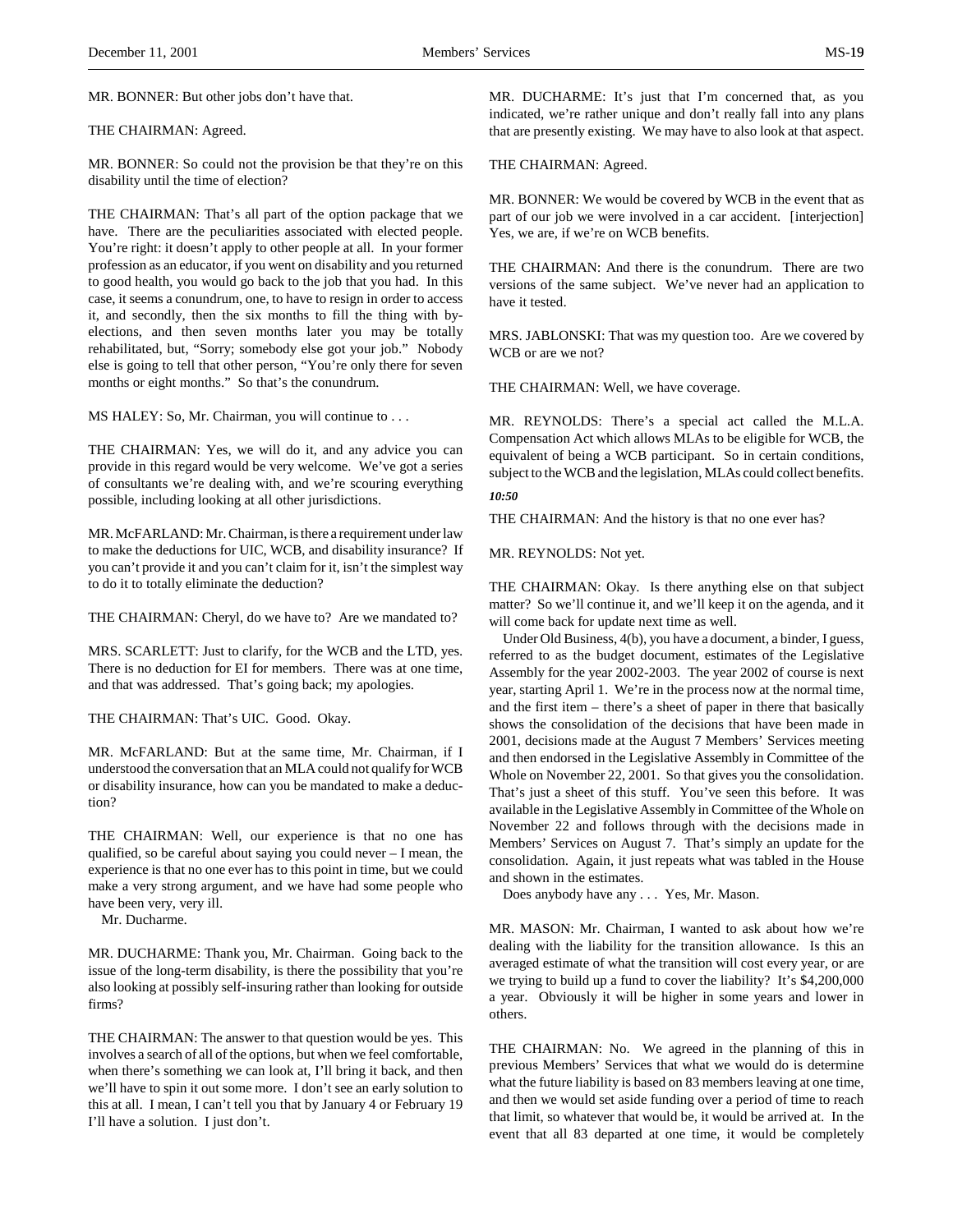MR. BONNER: But other jobs don't have that.

THE CHAIRMAN: Agreed.

MR. BONNER: So could not the provision be that they're on this disability until the time of election?

THE CHAIRMAN: That's all part of the option package that we have. There are the peculiarities associated with elected people. You're right: it doesn't apply to other people at all. In your former profession as an educator, if you went on disability and you returned to good health, you would go back to the job that you had. In this case, it seems a conundrum, one, to have to resign in order to access it, and secondly, then the six months to fill the thing with by-elections, and then seven months later you may be totally rehabilitated, but, "Sorry; somebody else got your job." Nobody else is going to tell that other person, "You're only there for seven months or eight months." So that's the conundrum.

MS HALEY: So, Mr. Chairman, you will continue to . . .

THE CHAIRMAN: Yes, we will do it, and any advice you can provide in this regard would be very welcome. We've got a series of consultants we're dealing with, and we're scouring everything possible, including looking at all other jurisdictions.

MR. McFARLAND: Mr. Chairman, is there a requirement under law to make the deductions for UIC, WCB, and disability insurance? If you can't provide it and you can't claim for it, isn't the simplest way to do it to totally eliminate the deduction?

THE CHAIRMAN: Cheryl, do we have to? Are we mandated to?

MRS. SCARLETT: Just to clarify, for the WCB and the LTD, yes. There is no deduction for EI for members. There was at one time, and that was addressed. That's going back; my apologies.

THE CHAIRMAN: That's UIC. Good. Okay.

MR. McFARLAND: But at the same time, Mr. Chairman, if I understood the conversation that an MLA could not qualify for WCB or disability insurance, how can you be mandated to make a deduction?

THE CHAIRMAN: Well, our experience is that no one has qualified, so be careful about saying you could never – I mean, the experience is that no one ever has to this point in time, but we could make a very strong argument, and we have had some people who have been very, very ill.

Mr. Ducharme.

MR. DUCHARME: Thank you, Mr. Chairman. Going back to the issue of the long-term disability, is there the possibility that you're also looking at possibly self-insuring rather than looking for outside firms?

THE CHAIRMAN: The answer to that question would be yes. This involves a search of all of the options, but when we feel comfortable, when there's something we can look at, I'll bring it back, and then we'll have to spin it out some more. I don't see an early solution to this at all. I mean, I can't tell you that by January 4 or February 19 I'll have a solution. I just don't.

MR. DUCHARME: It's just that I'm concerned that, as you indicated, we're rather unique and don't really fall into any plans that are presently existing. We may have to also look at that aspect.

THE CHAIRMAN: Agreed.

MR. BONNER: We would be covered by WCB in the event that as part of our job we were involved in a car accident. [interjection] Yes, we are, if we're on WCB benefits.

THE CHAIRMAN: And there is the conundrum. There are two versions of the same subject. We've never had an application to have it tested.

MRS. JABLONSKI: That was my question too. Are we covered by WCB or are we not?

THE CHAIRMAN: Well, we have coverage.

MR. REYNOLDS: There's a special act called the M.L.A. Compensation Act which allows MLAs to be eligible for WCB, the equivalent of being a WCB participant. So in certain conditions, subject to the WCB and the legislation, MLAs could collect benefits.

*10:50*

THE CHAIRMAN: And the history is that no one ever has?

MR. REYNOLDS: Not yet.

THE CHAIRMAN: Okay. Is there anything else on that subject matter? So we'll continue it, and we'll keep it on the agenda, and it will come back for update next time as well.

Under Old Business, 4(b), you have a document, a binder, I guess, referred to as the budget document, estimates of the Legislative Assembly for the year 2002-2003. The year 2002 of course is next year, starting April 1. We're in the process now at the normal time, and the first item – there's a sheet of paper in there that basically shows the consolidation of the decisions that have been made in 2001, decisions made at the August 7 Members' Services meeting and then endorsed in the Legislative Assembly in Committee of the Whole on November 22, 2001. So that gives you the consolidation. That's just a sheet of this stuff. You've seen this before. It was available in the Legislative Assembly in Committee of the Whole on November 22 and follows through with the decisions made in Members' Services on August 7. That's simply an update for the consolidation. Again, it just repeats what was tabled in the House and shown in the estimates.

Does anybody have any . . . Yes, Mr. Mason.

MR. MASON: Mr. Chairman, I wanted to ask about how we're dealing with the liability for the transition allowance. Is this an averaged estimate of what the transition will cost every year, or are we trying to build up a fund to cover the liability? It's $4,200,000 a year. Obviously it will be higher in some years and lower in others.

THE CHAIRMAN: No. We agreed in the planning of this in previous Members' Services that what we would do is determine what the future liability is based on 83 members leaving at one time, and then we would set aside funding over a period of time to reach that limit, so whatever that would be, it would be arrived at. In the event that all 83 departed at one time, it would be completely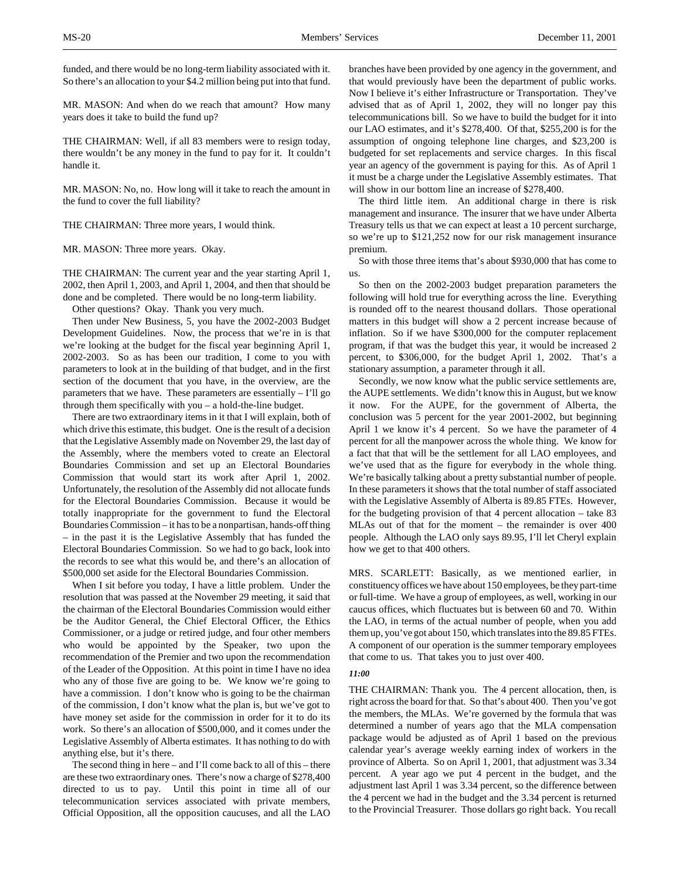funded, and there would be no long-term liability associated with it. So there's an allocation to your $4.2 million being put into that fund.

MR. MASON: And when do we reach that amount? How many years does it take to build the fund up?

THE CHAIRMAN: Well, if all 83 members were to resign today, there wouldn't be any money in the fund to pay for it. It couldn't handle it.

MR. MASON: No, no. How long will it take to reach the amount in the fund to cover the full liability?

THE CHAIRMAN: Three more years, I would think.

MR. MASON: Three more years. Okay.

THE CHAIRMAN: The current year and the year starting April 1, 2002, then April 1, 2003, and April 1, 2004, and then that should be done and be completed. There would be no long-term liability.

Other questions? Okay. Thank you very much.

Then under New Business, 5, you have the 2002-2003 Budget Development Guidelines. Now, the process that we're in is that we're looking at the budget for the fiscal year beginning April 1, 2002-2003. So as has been our tradition, I come to you with parameters to look at in the building of that budget, and in the first section of the document that you have, in the overview, are the parameters that we have. These parameters are essentially – I'll go through them specifically with you – a hold-the-line budget.

There are two extraordinary items in it that I will explain, both of which drive this estimate, this budget. One is the result of a decision that the Legislative Assembly made on November 29, the last day of the Assembly, where the members voted to create an Electoral Boundaries Commission and set up an Electoral Boundaries Commission that would start its work after April 1, 2002. Unfortunately, the resolution of the Assembly did not allocate funds for the Electoral Boundaries Commission. Because it would be totally inappropriate for the government to fund the Electoral Boundaries Commission – it has to be a nonpartisan, hands-off thing – in the past it is the Legislative Assembly that has funded the Electoral Boundaries Commission. So we had to go back, look into the records to see what this would be, and there's an allocation of $500,000 set aside for the Electoral Boundaries Commission.

When I sit before you today, I have a little problem. Under the resolution that was passed at the November 29 meeting, it said that the chairman of the Electoral Boundaries Commission would either be the Auditor General, the Chief Electoral Officer, the Ethics Commissioner, or a judge or retired judge, and four other members who would be appointed by the Speaker, two upon the recommendation of the Premier and two upon the recommendation of the Leader of the Opposition. At this point in time I have no idea who any of those five are going to be. We know we're going to have a commission. I don't know who is going to be the chairman of the commission, I don't know what the plan is, but we've got to have money set aside for the commission in order for it to do its work. So there's an allocation of $500,000, and it comes under the Legislative Assembly of Alberta estimates. It has nothing to do with anything else, but it's there.

The second thing in here – and I'll come back to all of this – there are these two extraordinary ones. There's now a charge of $278,400 directed to us to pay. Until this point in time all of our telecommunication services associated with private members, Official Opposition, all the opposition caucuses, and all the LAO branches have been provided by one agency in the government, and that would previously have been the department of public works. Now I believe it's either Infrastructure or Transportation. They've advised that as of April 1, 2002, they will no longer pay this telecommunications bill. So we have to build the budget for it into our LAO estimates, and it's $278,400. Of that, $255,200 is for the assumption of ongoing telephone line charges, and $23,200 is budgeted for set replacements and service charges. In this fiscal year an agency of the government is paying for this. As of April 1 it must be a charge under the Legislative Assembly estimates. That will show in our bottom line an increase of $278,400.

The third little item. An additional charge in there is risk management and insurance. The insurer that we have under Alberta Treasury tells us that we can expect at least a 10 percent surcharge, so we're up to $121,252 now for our risk management insurance premium.

So with those three items that's about $930,000 that has come to us.

So then on the 2002-2003 budget preparation parameters the following will hold true for everything across the line. Everything is rounded off to the nearest thousand dollars. Those operational matters in this budget will show a 2 percent increase because of inflation. So if we have $300,000 for the computer replacement program, if that was the budget this year, it would be increased 2 percent, to $306,000, for the budget April 1, 2002. That's a stationary assumption, a parameter through it all.

Secondly, we now know what the public service settlements are, the AUPE settlements. We didn't know this in August, but we know it now. For the AUPE, for the government of Alberta, the conclusion was 5 percent for the year 2001-2002, but beginning April 1 we know it's 4 percent. So we have the parameter of 4 percent for all the manpower across the whole thing. We know for a fact that that will be the settlement for all LAO employees, and we've used that as the figure for everybody in the whole thing. We're basically talking about a pretty substantial number of people. In these parameters it shows that the total number of staff associated with the Legislative Assembly of Alberta is 89.85 FTEs. However, for the budgeting provision of that 4 percent allocation – take 83 MLAs out of that for the moment – the remainder is over 400 people. Although the LAO only says 89.95, I'll let Cheryl explain how we get to that 400 others.

MRS. SCARLETT: Basically, as we mentioned earlier, in constituency offices we have about 150 employees, be they part-time or full-time. We have a group of employees, as well, working in our caucus offices, which fluctuates but is between 60 and 70. Within the LAO, in terms of the actual number of people, when you add them up, you've got about 150, which translates into the 89.85 FTEs. A component of our operation is the summer temporary employees that come to us. That takes you to just over 400.

*11:00*

THE CHAIRMAN: Thank you. The 4 percent allocation, then, is right across the board for that. So that's about 400. Then you've got the members, the MLAs. We're governed by the formula that was determined a number of years ago that the MLA compensation package would be adjusted as of April 1 based on the previous calendar year's average weekly earning index of workers in the province of Alberta. So on April 1, 2001, that adjustment was 3.34 percent. A year ago we put 4 percent in the budget, and the adjustment last April 1 was 3.34 percent, so the difference between the 4 percent we had in the budget and the 3.34 percent is returned to the Provincial Treasurer. Those dollars go right back. You recall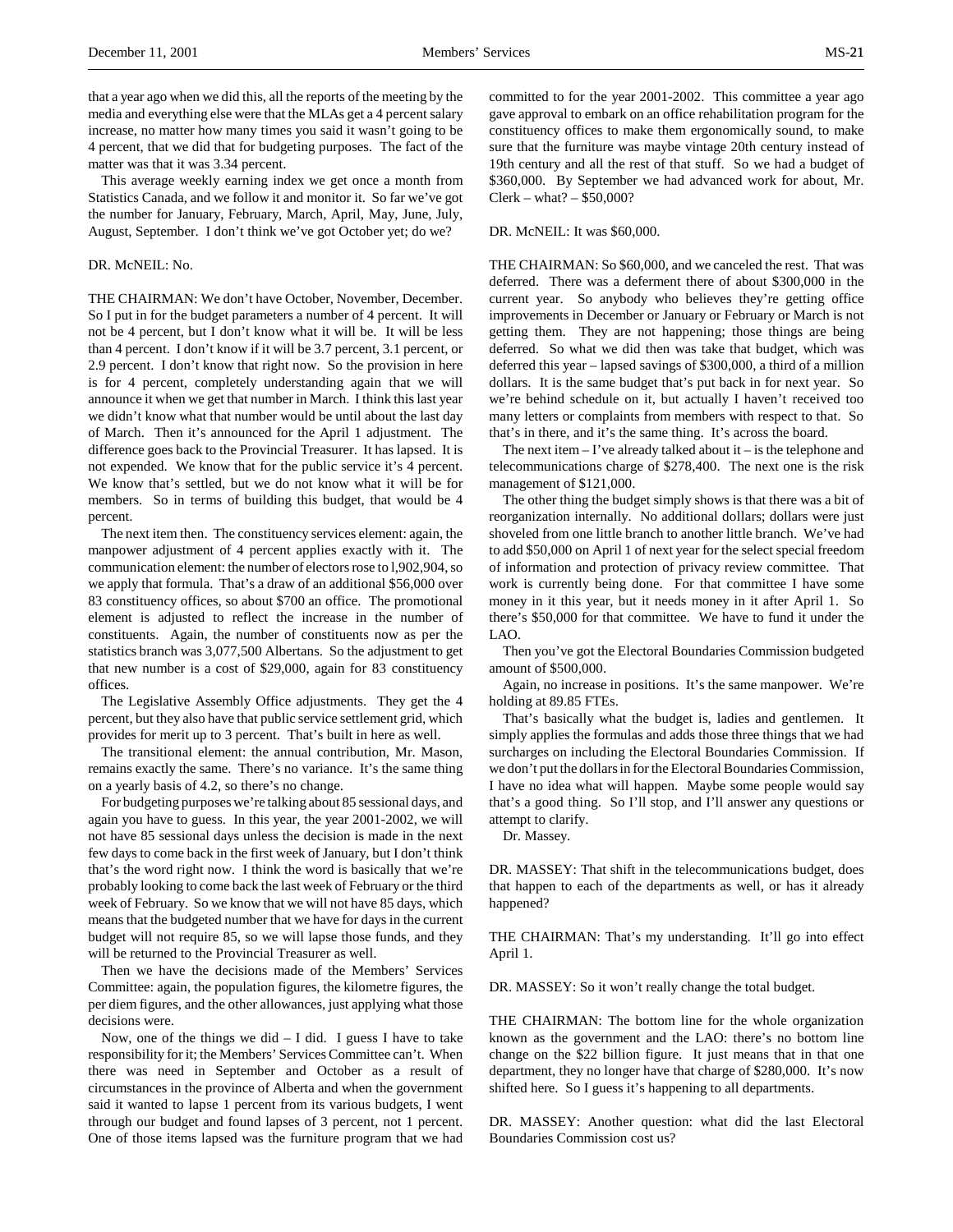that a year ago when we did this, all the reports of the meeting by the media and everything else were that the MLAs get a 4 percent salary increase, no matter how many times you said it wasn't going to be 4 percent, that we did that for budgeting purposes. The fact of the matter was that it was 3.34 percent.

This average weekly earning index we get once a month from Statistics Canada, and we follow it and monitor it. So far we've got the number for January, February, March, April, May, June, July, August, September. I don't think we've got October yet; do we?

DR. McNEIL: No.

THE CHAIRMAN: We don't have October, November, December. So I put in for the budget parameters a number of 4 percent. It will not be 4 percent, but I don't know what it will be. It will be less than 4 percent. I don't know if it will be 3.7 percent, 3.1 percent, or 2.9 percent. I don't know that right now. So the provision in here is for 4 percent, completely understanding again that we will announce it when we get that number in March. I think this last year we didn't know what that number would be until about the last day of March. Then it's announced for the April 1 adjustment. The difference goes back to the Provincial Treasurer. It has lapsed. It is not expended. We know that for the public service it's 4 percent. We know that's settled, but we do not know what it will be for members. So in terms of building this budget, that would be 4 percent.

The next item then. The constituency services element: again, the manpower adjustment of 4 percent applies exactly with it. The communication element: the number of electors rose to l,902,904, so we apply that formula. That's a draw of an additional $56,000 over 83 constituency offices, so about $700 an office. The promotional element is adjusted to reflect the increase in the number of constituents. Again, the number of constituents now as per the statistics branch was 3,077,500 Albertans. So the adjustment to get that new number is a cost of $29,000, again for 83 constituency offices.

The Legislative Assembly Office adjustments. They get the 4 percent, but they also have that public service settlement grid, which provides for merit up to 3 percent. That's built in here as well.

The transitional element: the annual contribution, Mr. Mason, remains exactly the same. There's no variance. It's the same thing on a yearly basis of 4.2, so there's no change.

For budgeting purposes we're talking about 85 sessional days, and again you have to guess. In this year, the year 2001-2002, we will not have 85 sessional days unless the decision is made in the next few days to come back in the first week of January, but I don't think that's the word right now. I think the word is basically that we're probably looking to come back the last week of February or the third week of February. So we know that we will not have 85 days, which means that the budgeted number that we have for days in the current budget will not require 85, so we will lapse those funds, and they will be returned to the Provincial Treasurer as well.

Then we have the decisions made of the Members' Services Committee: again, the population figures, the kilometre figures, the per diem figures, and the other allowances, just applying what those decisions were.

Now, one of the things we did – I did. I guess I have to take responsibility for it; the Members' Services Committee can't. When there was need in September and October as a result of circumstances in the province of Alberta and when the government said it wanted to lapse 1 percent from its various budgets, I went through our budget and found lapses of 3 percent, not 1 percent. One of those items lapsed was the furniture program that we had committed to for the year 2001-2002. This committee a year ago gave approval to embark on an office rehabilitation program for the constituency offices to make them ergonomically sound, to make sure that the furniture was maybe vintage 20th century instead of 19th century and all the rest of that stuff. So we had a budget of $360,000. By September we had advanced work for about, Mr. Clerk – what? – $50,000?

DR. McNEIL: It was $60,000.

THE CHAIRMAN: So $60,000, and we canceled the rest. That was deferred. There was a deferment there of about $300,000 in the current year. So anybody who believes they're getting office improvements in December or January or February or March is not getting them. They are not happening; those things are being deferred. So what we did then was take that budget, which was deferred this year – lapsed savings of $300,000, a third of a million dollars. It is the same budget that's put back in for next year. So we're behind schedule on it, but actually I haven't received too many letters or complaints from members with respect to that. So that's in there, and it's the same thing. It's across the board.

The next item – I've already talked about it – is the telephone and telecommunications charge of $278,400. The next one is the risk management of $121,000.

The other thing the budget simply shows is that there was a bit of reorganization internally. No additional dollars; dollars were just shoveled from one little branch to another little branch. We've had to add $50,000 on April 1 of next year for the select special freedom of information and protection of privacy review committee. That work is currently being done. For that committee I have some money in it this year, but it needs money in it after April 1. So there's $50,000 for that committee. We have to fund it under the LAO.

Then you've got the Electoral Boundaries Commission budgeted amount of $500,000.

Again, no increase in positions. It's the same manpower. We're holding at 89.85 FTEs.

That's basically what the budget is, ladies and gentlemen. It simply applies the formulas and adds those three things that we had surcharges on including the Electoral Boundaries Commission. If we don't put the dollars in for the Electoral Boundaries Commission, I have no idea what will happen. Maybe some people would say that's a good thing. So I'll stop, and I'll answer any questions or attempt to clarify.

Dr. Massey.

DR. MASSEY: That shift in the telecommunications budget, does that happen to each of the departments as well, or has it already happened?

THE CHAIRMAN: That's my understanding. It'll go into effect April 1.

DR. MASSEY: So it won't really change the total budget.

THE CHAIRMAN: The bottom line for the whole organization known as the government and the LAO: there's no bottom line change on the $22 billion figure. It just means that in that one department, they no longer have that charge of $280,000. It's now shifted here. So I guess it's happening to all departments.

DR. MASSEY: Another question: what did the last Electoral Boundaries Commission cost us?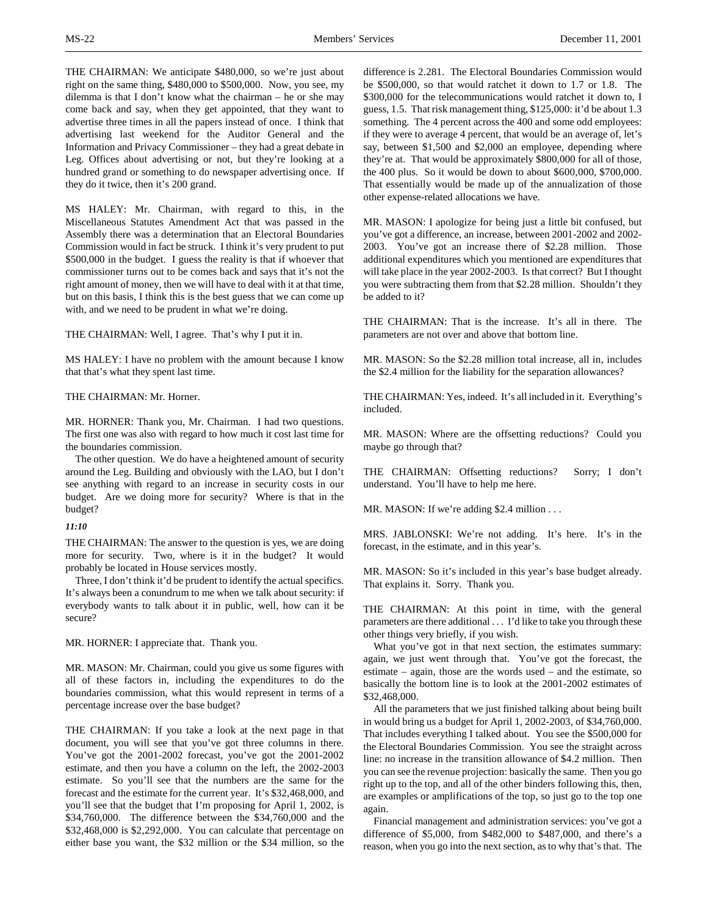THE CHAIRMAN: We anticipate $480,000, so we're just about right on the same thing, $480,000 to $500,000. Now, you see, my dilemma is that I don't know what the chairman – he or she may come back and say, when they get appointed, that they want to advertise three times in all the papers instead of once. I think that advertising last weekend for the Auditor General and the Information and Privacy Commissioner – they had a great debate in Leg. Offices about advertising or not, but they're looking at a hundred grand or something to do newspaper advertising once. If they do it twice, then it's 200 grand.

MS HALEY: Mr. Chairman, with regard to this, in the Miscellaneous Statutes Amendment Act that was passed in the Assembly there was a determination that an Electoral Boundaries Commission would in fact be struck. I think it's very prudent to put $500,000 in the budget. I guess the reality is that if whoever that commissioner turns out to be comes back and says that it's not the right amount of money, then we will have to deal with it at that time, but on this basis, I think this is the best guess that we can come up with, and we need to be prudent in what we're doing.

THE CHAIRMAN: Well, I agree. That's why I put it in.

MS HALEY: I have no problem with the amount because I know that that's what they spent last time.

THE CHAIRMAN: Mr. Horner.

MR. HORNER: Thank you, Mr. Chairman. I had two questions. The first one was also with regard to how much it cost last time for the boundaries commission.

The other question. We do have a heightened amount of security around the Leg. Building and obviously with the LAO, but I don't see anything with regard to an increase in security costs in our budget. Are we doing more for security? Where is that in the budget?

*11:10*

THE CHAIRMAN: The answer to the question is yes, we are doing more for security. Two, where is it in the budget? It would probably be located in House services mostly.

Three, I don't think it'd be prudent to identify the actual specifics. It's always been a conundrum to me when we talk about security: if everybody wants to talk about it in public, well, how can it be secure?

MR. HORNER: I appreciate that. Thank you.

MR. MASON: Mr. Chairman, could you give us some figures with all of these factors in, including the expenditures to do the boundaries commission, what this would represent in terms of a percentage increase over the base budget?

THE CHAIRMAN: If you take a look at the next page in that document, you will see that you've got three columns in there. You've got the 2001-2002 forecast, you've got the 2001-2002 estimate, and then you have a column on the left, the 2002-2003 estimate. So you'll see that the numbers are the same for the forecast and the estimate for the current year. It's $32,468,000, and you'll see that the budget that I'm proposing for April 1, 2002, is $34,760,000. The difference between the $34,760,000 and the $32,468,000 is $2,292,000. You can calculate that percentage on either base you want, the $32 million or the $34 million, so the difference is 2.281. The Electoral Boundaries Commission would be $500,000, so that would ratchet it down to 1.7 or 1.8. The $300,000 for the telecommunications would ratchet it down to, I guess, 1.5. That risk management thing, $125,000: it'd be about 1.3 something. The 4 percent across the 400 and some odd employees: if they were to average 4 percent, that would be an average of, let's say, between $1,500 and $2,000 an employee, depending where they're at. That would be approximately $800,000 for all of those, the 400 plus. So it would be down to about $600,000, $700,000. That essentially would be made up of the annualization of those other expense-related allocations we have.

MR. MASON: I apologize for being just a little bit confused, but you've got a difference, an increase, between 2001-2002 and 2002-2003. You've got an increase there of $2.28 million. Those additional expenditures which you mentioned are expenditures that will take place in the year 2002-2003. Is that correct? But I thought you were subtracting them from that $2.28 million. Shouldn't they be added to it?

THE CHAIRMAN: That is the increase. It's all in there. The parameters are not over and above that bottom line.

MR. MASON: So the $2.28 million total increase, all in, includes the $2.4 million for the liability for the separation allowances?

THE CHAIRMAN: Yes, indeed. It's all included in it. Everything's included.

MR. MASON: Where are the offsetting reductions? Could you maybe go through that?

THE CHAIRMAN: Offsetting reductions? Sorry; I don't understand. You'll have to help me here.

MR. MASON: If we're adding $2.4 million . . .

MRS. JABLONSKI: We're not adding. It's here. It's in the forecast, in the estimate, and in this year's.

MR. MASON: So it's included in this year's base budget already. That explains it. Sorry. Thank you.

THE CHAIRMAN: At this point in time, with the general parameters are there additional . . . I'd like to take you through these other things very briefly, if you wish.

What you've got in that next section, the estimates summary: again, we just went through that. You've got the forecast, the estimate – again, those are the words used – and the estimate, so basically the bottom line is to look at the 2001-2002 estimates of $32,468,000.

All the parameters that we just finished talking about being built in would bring us a budget for April 1, 2002-2003, of $34,760,000. That includes everything I talked about. You see the $500,000 for the Electoral Boundaries Commission. You see the straight across line: no increase in the transition allowance of $4.2 million. Then you can see the revenue projection: basically the same. Then you go right up to the top, and all of the other binders following this, then, are examples or amplifications of the top, so just go to the top one again.

Financial management and administration services: you've got a difference of $5,000, from $482,000 to $487,000, and there's a reason, when you go into the next section, as to why that's that. The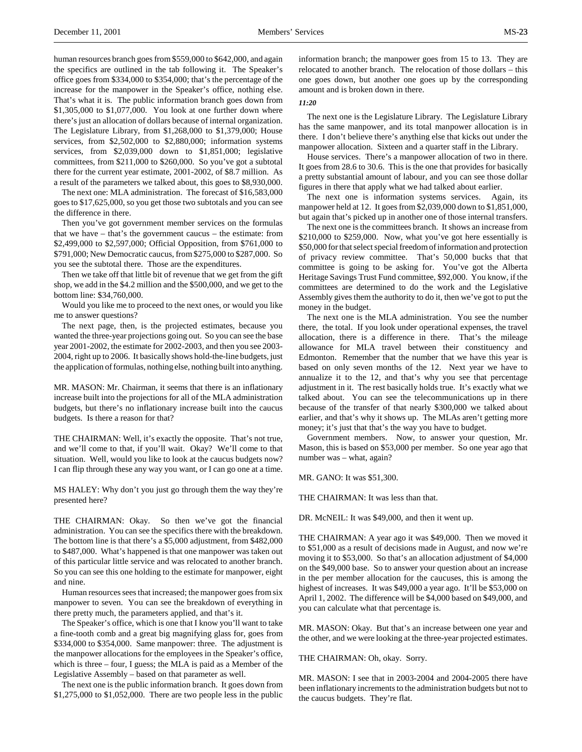human resources branch goes from $559,000 to $642,000, and again the specifics are outlined in the tab following it. The Speaker's office goes from $334,000 to $354,000; that's the percentage of the increase for the manpower in the Speaker's office, nothing else. That's what it is. The public information branch goes down from $1,305,000 to $1,077,000. You look at one further down where there's just an allocation of dollars because of internal organization. The Legislature Library, from $1,268,000 to $1,379,000; House services, from $2,502,000 to $2,880,000; information systems services, from $2,039,000 down to $1,851,000; legislative committees, from $211,000 to $260,000. So you've got a subtotal there for the current year estimate, 2001-2002, of $8.7 million. As a result of the parameters we talked about, this goes to $8,930,000.

The next one: MLA administration. The forecast of $16,583,000 goes to $17,625,000, so you get those two subtotals and you can see the difference in there.

Then you've got government member services on the formulas that we have – that's the government caucus – the estimate: from $2,499,000 to $2,597,000; Official Opposition, from $761,000 to $791,000; New Democratic caucus, from $275,000 to $287,000. So you see the subtotal there. Those are the expenditures.

Then we take off that little bit of revenue that we get from the gift shop, we add in the $4.2 million and the $500,000, and we get to the bottom line: $34,760,000.

Would you like me to proceed to the next ones, or would you like me to answer questions?

The next page, then, is the projected estimates, because you wanted the three-year projections going out. So you can see the base year 2001-2002, the estimate for 2002-2003, and then you see 2003-2004, right up to 2006. It basically shows hold-the-line budgets, just the application of formulas, nothing else, nothing built into anything.

MR. MASON: Mr. Chairman, it seems that there is an inflationary increase built into the projections for all of the MLA administration budgets, but there's no inflationary increase built into the caucus budgets. Is there a reason for that?

THE CHAIRMAN: Well, it's exactly the opposite. That's not true, and we'll come to that, if you'll wait. Okay? We'll come to that situation. Well, would you like to look at the caucus budgets now? I can flip through these any way you want, or I can go one at a time.

MS HALEY: Why don't you just go through them the way they're presented here?

THE CHAIRMAN: Okay. So then we've got the financial administration. You can see the specifics there with the breakdown. The bottom line is that there's a $5,000 adjustment, from $482,000 to $487,000. What's happened is that one manpower was taken out of this particular little service and was relocated to another branch. So you can see this one holding to the estimate for manpower, eight and nine.

Human resources sees that increased; the manpower goes from six manpower to seven. You can see the breakdown of everything in there pretty much, the parameters applied, and that's it.

The Speaker's office, which is one that I know you'll want to take a fine-tooth comb and a great big magnifying glass for, goes from $334,000 to $354,000. Same manpower: three. The adjustment is the manpower allocations for the employees in the Speaker's office, which is three – four, I guess; the MLA is paid as a Member of the Legislative Assembly – based on that parameter as well.

The next one is the public information branch. It goes down from $1,275,000 to $1,052,000. There are two people less in the public information branch; the manpower goes from 15 to 13. They are relocated to another branch. The relocation of those dollars – this one goes down, but another one goes up by the corresponding amount and is broken down in there.

*11:20*

The next one is the Legislature Library. The Legislature Library has the same manpower, and its total manpower allocation is in there. I don't believe there's anything else that kicks out under the manpower allocation. Sixteen and a quarter staff in the Library.

House services. There's a manpower allocation of two in there. It goes from 28.6 to 30.6. This is the one that provides for basically a pretty substantial amount of labour, and you can see those dollar figures in there that apply what we had talked about earlier.

The next one is information systems services. Again, its manpower held at 12. It goes from $2,039,000 down to $1,851,000, but again that's picked up in another one of those internal transfers.

The next one is the committees branch. It shows an increase from $210,000 to $259,000. Now, what you've got here essentially is $50,000 for that select special freedom of information and protection of privacy review committee. That's 50,000 bucks that that committee is going to be asking for. You've got the Alberta Heritage Savings Trust Fund committee, $92,000. You know, if the committees are determined to do the work and the Legislative Assembly gives them the authority to do it, then we've got to put the money in the budget.

The next one is the MLA administration. You see the number there, the total. If you look under operational expenses, the travel allocation, there is a difference in there. That's the mileage allowance for MLA travel between their constituency and Edmonton. Remember that the number that we have this year is based on only seven months of the 12. Next year we have to annualize it to the 12, and that's why you see that percentage adjustment in it. The rest basically holds true. It's exactly what we talked about. You can see the telecommunications up in there because of the transfer of that nearly $300,000 we talked about earlier, and that's why it shows up. The MLAs aren't getting more money; it's just that that's the way you have to budget.

Government members. Now, to answer your question, Mr. Mason, this is based on $53,000 per member. So one year ago that number was – what, again?

MR. GANO: It was $51,300.

THE CHAIRMAN: It was less than that.

DR. McNEIL: It was $49,000, and then it went up.

THE CHAIRMAN: A year ago it was $49,000. Then we moved it to $51,000 as a result of decisions made in August, and now we're moving it to $53,000. So that's an allocation adjustment of $4,000 on the $49,000 base. So to answer your question about an increase in the per member allocation for the caucuses, this is among the highest of increases. It was $49,000 a year ago. It'll be $53,000 on April 1, 2002. The difference will be $4,000 based on 49,000, and you can calculate what that percentage is.

MR. MASON: Okay. But that's an increase between one year and the other, and we were looking at the three-year projected estimates.

THE CHAIRMAN: Oh, okay. Sorry.

MR. MASON: I see that in 2003-2004 and 2004-2005 there have been inflationary increments to the administration budgets but not to the caucus budgets. They're flat.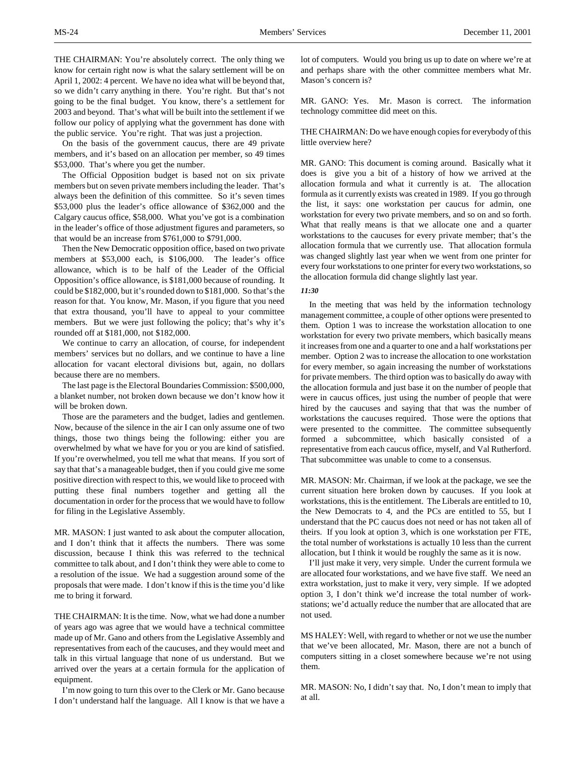THE CHAIRMAN: You're absolutely correct. The only thing we know for certain right now is what the salary settlement will be on April 1, 2002: 4 percent. We have no idea what will be beyond that, so we didn't carry anything in there. You're right. But that's not going to be the final budget. You know, there's a settlement for 2003 and beyond. That's what will be built into the settlement if we follow our policy of applying what the government has done with the public service. You're right. That was just a projection.

On the basis of the government caucus, there are 49 private members, and it's based on an allocation per member, so 49 times \$53,000. That's where you get the number.

The Official Opposition budget is based not on six private members but on seven private members including the leader. That's always been the definition of this committee. So it's seven times \$53,000 plus the leader's office allowance of \$362,000 and the Calgary caucus office, \$58,000. What you've got is a combination in the leader's office of those adjustment figures and parameters, so that would be an increase from \$761,000 to \$791,000.

Then the New Democratic opposition office, based on two private members at \$53,000 each, is \$106,000. The leader's office allowance, which is to be half of the Leader of the Official Opposition's office allowance, is \$181,000 because of rounding. It could be \$182,000, but it's rounded down to \$181,000. So that's the reason for that. You know, Mr. Mason, if you figure that you need that extra thousand, you'll have to appeal to your committee members. But we were just following the policy; that's why it's rounded off at \$181,000, not \$182,000.

We continue to carry an allocation, of course, for independent members' services but no dollars, and we continue to have a line allocation for vacant electoral divisions but, again, no dollars because there are no members.

The last page is the Electoral Boundaries Commission: \$500,000, a blanket number, not broken down because we don't know how it will be broken down.

Those are the parameters and the budget, ladies and gentlemen. Now, because of the silence in the air I can only assume one of two things, those two things being the following: either you are overwhelmed by what we have for you or you are kind of satisfied. If you're overwhelmed, you tell me what that means. If you sort of say that that's a manageable budget, then if you could give me some positive direction with respect to this, we would like to proceed with putting these final numbers together and getting all the documentation in order for the process that we would have to follow for filing in the Legislative Assembly.

MR. MASON: I just wanted to ask about the computer allocation, and I don't think that it affects the numbers. There was some discussion, because I think this was referred to the technical committee to talk about, and I don't think they were able to come to a resolution of the issue. We had a suggestion around some of the proposals that were made. I don't know if this is the time you'd like me to bring it forward.

THE CHAIRMAN: It is the time. Now, what we had done a number of years ago was agree that we would have a technical committee made up of Mr. Gano and others from the Legislative Assembly and representatives from each of the caucuses, and they would meet and talk in this virtual language that none of us understand. But we arrived over the years at a certain formula for the application of equipment.

I'm now going to turn this over to the Clerk or Mr. Gano because I don't understand half the language. All I know is that we have a lot of computers. Would you bring us up to date on where we're at and perhaps share with the other committee members what Mr. Mason's concern is?

MR. GANO: Yes. Mr. Mason is correct. The information technology committee did meet on this.

THE CHAIRMAN: Do we have enough copies for everybody of this little overview here?

MR. GANO: This document is coming around. Basically what it does is give you a bit of a history of how we arrived at the allocation formula and what it currently is at. The allocation formula as it currently exists was created in 1989. If you go through the list, it says: one workstation per caucus for admin, one workstation for every two private members, and so on and so forth. What that really means is that we allocate one and a quarter workstations to the caucuses for every private member; that's the allocation formula that we currently use. That allocation formula was changed slightly last year when we went from one printer for every four workstations to one printer for every two workstations, so the allocation formula did change slightly last year.

*11:30*

In the meeting that was held by the information technology management committee, a couple of other options were presented to them. Option 1 was to increase the workstation allocation to one workstation for every two private members, which basically means it increases from one and a quarter to one and a half workstations per member. Option 2 was to increase the allocation to one workstation for every member, so again increasing the number of workstations for private members. The third option was to basically do away with the allocation formula and just base it on the number of people that were in caucus offices, just using the number of people that were hired by the caucuses and saying that that was the number of workstations the caucuses required. Those were the options that were presented to the committee. The committee subsequently formed a subcommittee, which basically consisted of a representative from each caucus office, myself, and Val Rutherford. That subcommittee was unable to come to a consensus.

MR. MASON: Mr. Chairman, if we look at the package, we see the current situation here broken down by caucuses. If you look at workstations, this is the entitlement. The Liberals are entitled to 10, the New Democrats to 4, and the PCs are entitled to 55, but I understand that the PC caucus does not need or has not taken all of theirs. If you look at option 3, which is one workstation per FTE, the total number of workstations is actually 10 less than the current allocation, but I think it would be roughly the same as it is now.

I'll just make it very, very simple. Under the current formula we are allocated four workstations, and we have five staff. We need an extra workstation, just to make it very, very simple. If we adopted option 3, I don't think we'd increase the total number of workstations; we'd actually reduce the number that are allocated that are not used.

MS HALEY: Well, with regard to whether or not we use the number that we've been allocated, Mr. Mason, there are not a bunch of computers sitting in a closet somewhere because we're not using them.

MR. MASON: No, I didn't say that. No, I don't mean to imply that at all.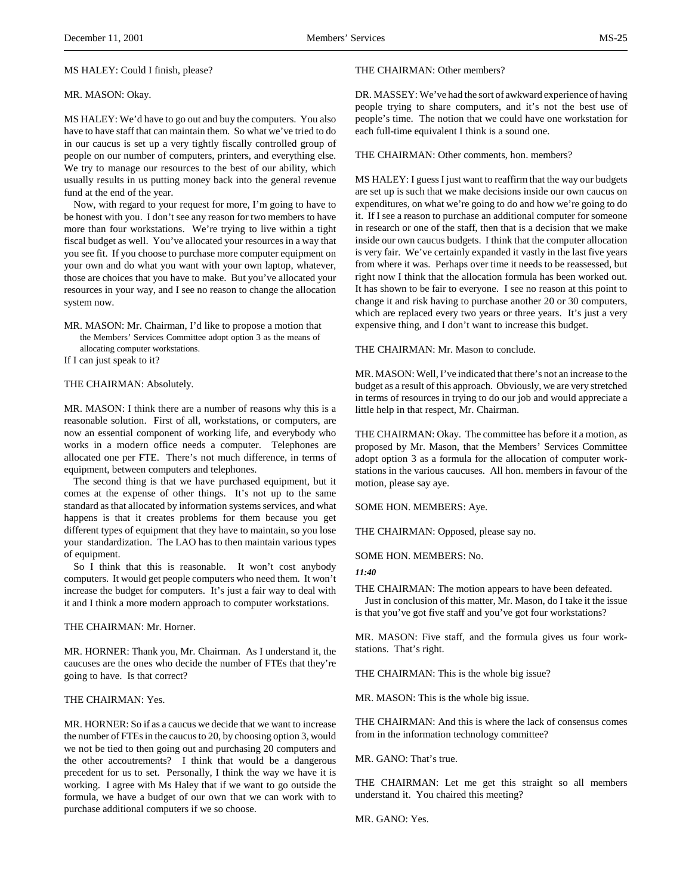MS HALEY: Could I finish, please?

MR. MASON: Okay.

MS HALEY: We'd have to go out and buy the computers. You also have to have staff that can maintain them. So what we've tried to do in our caucus is set up a very tightly fiscally controlled group of people on our number of computers, printers, and everything else. We try to manage our resources to the best of our ability, which usually results in us putting money back into the general revenue fund at the end of the year.

Now, with regard to your request for more, I'm going to have to be honest with you. I don't see any reason for two members to have more than four workstations. We're trying to live within a tight fiscal budget as well. You've allocated your resources in a way that you see fit. If you choose to purchase more computer equipment on your own and do what you want with your own laptop, whatever, those are choices that you have to make. But you've allocated your resources in your way, and I see no reason to change the allocation system now.

MR. MASON: Mr. Chairman, I'd like to propose a motion that

> the Members' Services Committee adopt option 3 as the means of allocating computer workstations.

If I can just speak to it?

THE CHAIRMAN: Absolutely.

MR. MASON: I think there are a number of reasons why this is a reasonable solution. First of all, workstations, or computers, are now an essential component of working life, and everybody who works in a modern office needs a computer. Telephones are allocated one per FTE. There's not much difference, in terms of equipment, between computers and telephones.

The second thing is that we have purchased equipment, but it comes at the expense of other things. It's not up to the same standard as that allocated by information systems services, and what happens is that it creates problems for them because you get different types of equipment that they have to maintain, so you lose your standardization. The LAO has to then maintain various types of equipment.

So I think that this is reasonable. It won't cost anybody computers. It would get people computers who need them. It won't increase the budget for computers. It's just a fair way to deal with it and I think a more modern approach to computer workstations.

THE CHAIRMAN: Mr. Horner.

MR. HORNER: Thank you, Mr. Chairman. As I understand it, the caucuses are the ones who decide the number of FTEs that they're going to have. Is that correct?

THE CHAIRMAN: Yes.

MR. HORNER: So if as a caucus we decide that we want to increase the number of FTEs in the caucus to 20, by choosing option 3, would we not be tied to then going out and purchasing 20 computers and the other accoutrements? I think that would be a dangerous precedent for us to set. Personally, I think the way we have it is working. I agree with Ms Haley that if we want to go outside the formula, we have a budget of our own that we can work with to purchase additional computers if we so choose.

THE CHAIRMAN: Other members?

DR. MASSEY: We've had the sort of awkward experience of having people trying to share computers, and it's not the best use of people's time. The notion that we could have one workstation for each full-time equivalent I think is a sound one.

THE CHAIRMAN: Other comments, hon. members?

MS HALEY: I guess I just want to reaffirm that the way our budgets are set up is such that we make decisions inside our own caucus on expenditures, on what we're going to do and how we're going to do it. If I see a reason to purchase an additional computer for someone in research or one of the staff, then that is a decision that we make inside our own caucus budgets. I think that the computer allocation is very fair. We've certainly expanded it vastly in the last five years from where it was. Perhaps over time it needs to be reassessed, but right now I think that the allocation formula has been worked out. It has shown to be fair to everyone. I see no reason at this point to change it and risk having to purchase another 20 or 30 computers, which are replaced every two years or three years. It's just a very expensive thing, and I don't want to increase this budget.

THE CHAIRMAN: Mr. Mason to conclude.

MR. MASON: Well, I've indicated that there's not an increase to the budget as a result of this approach. Obviously, we are very stretched in terms of resources in trying to do our job and would appreciate a little help in that respect, Mr. Chairman.

THE CHAIRMAN: Okay. The committee has before it a motion, as proposed by Mr. Mason, that the Members' Services Committee adopt option 3 as a formula for the allocation of computer workstations in the various caucuses. All hon. members in favour of the motion, please say aye.

SOME HON. MEMBERS: Aye.

THE CHAIRMAN: Opposed, please say no.

SOME HON. MEMBERS: No.

*11:40*

THE CHAIRMAN: The motion appears to have been defeated.

Just in conclusion of this matter, Mr. Mason, do I take it the issue is that you've got five staff and you've got four workstations?

MR. MASON: Five staff, and the formula gives us four workstations. That's right.

THE CHAIRMAN: This is the whole big issue?

MR. MASON: This is the whole big issue.

THE CHAIRMAN: And this is where the lack of consensus comes from in the information technology committee?

MR. GANO: That's true.

THE CHAIRMAN: Let me get this straight so all members understand it. You chaired this meeting?

MR. GANO: Yes.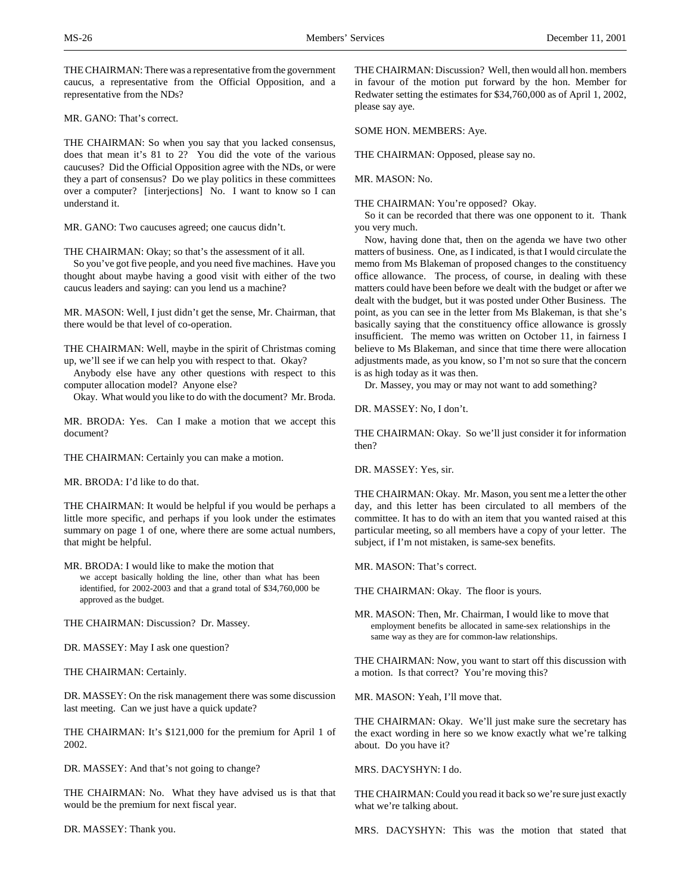THE CHAIRMAN: There was a representative from the government caucus, a representative from the Official Opposition, and a representative from the NDs?

MR. GANO: That's correct.

THE CHAIRMAN: So when you say that you lacked consensus, does that mean it's 81 to 2? You did the vote of the various caucuses? Did the Official Opposition agree with the NDs, or were they a part of consensus? Do we play politics in these committees over a computer? [interjections] No. I want to know so I can understand it.

MR. GANO: Two caucuses agreed; one caucus didn't.

THE CHAIRMAN: Okay; so that's the assessment of it all.

So you've got five people, and you need five machines. Have you thought about maybe having a good visit with either of the two caucus leaders and saying: can you lend us a machine?

MR. MASON: Well, I just didn't get the sense, Mr. Chairman, that there would be that level of co-operation.

THE CHAIRMAN: Well, maybe in the spirit of Christmas coming up, we'll see if we can help you with respect to that. Okay?

Anybody else have any other questions with respect to this computer allocation model? Anyone else?

Okay. What would you like to do with the document? Mr. Broda.

MR. BRODA: Yes. Can I make a motion that we accept this document?

THE CHAIRMAN: Certainly you can make a motion.

MR. BRODA: I'd like to do that.

THE CHAIRMAN: It would be helpful if you would be perhaps a little more specific, and perhaps if you look under the estimates summary on page 1 of one, where there are some actual numbers, that might be helpful.

MR. BRODA: I would like to make the motion that

> we accept basically holding the line, other than what has been identified, for 2002-2003 and that a grand total of $34,760,000 be approved as the budget.

THE CHAIRMAN: Discussion? Dr. Massey.

DR. MASSEY: May I ask one question?

THE CHAIRMAN: Certainly.

DR. MASSEY: On the risk management there was some discussion last meeting. Can we just have a quick update?

THE CHAIRMAN: It's $121,000 for the premium for April 1 of 2002.

DR. MASSEY: And that's not going to change?

THE CHAIRMAN: No. What they have advised us is that that would be the premium for next fiscal year.

DR. MASSEY: Thank you.

THE CHAIRMAN: Discussion? Well, then would all hon. members in favour of the motion put forward by the hon. Member for Redwater setting the estimates for $34,760,000 as of April 1, 2002, please say aye.

SOME HON. MEMBERS: Aye.

THE CHAIRMAN: Opposed, please say no.

MR. MASON: No.

THE CHAIRMAN: You're opposed? Okay.

So it can be recorded that there was one opponent to it. Thank you very much.

Now, having done that, then on the agenda we have two other matters of business. One, as I indicated, is that I would circulate the memo from Ms Blakeman of proposed changes to the constituency office allowance. The process, of course, in dealing with these matters could have been before we dealt with the budget or after we dealt with the budget, but it was posted under Other Business. The point, as you can see in the letter from Ms Blakeman, is that she's basically saying that the constituency office allowance is grossly insufficient. The memo was written on October 11, in fairness I believe to Ms Blakeman, and since that time there were allocation adjustments made, as you know, so I'm not so sure that the concern is as high today as it was then.

Dr. Massey, you may or may not want to add something?

DR. MASSEY: No, I don't.

THE CHAIRMAN: Okay. So we'll just consider it for information then?

DR. MASSEY: Yes, sir.

THE CHAIRMAN: Okay. Mr. Mason, you sent me a letter the other day, and this letter has been circulated to all members of the committee. It has to do with an item that you wanted raised at this particular meeting, so all members have a copy of your letter. The subject, if I'm not mistaken, is same-sex benefits.

MR. MASON: That's correct.

THE CHAIRMAN: Okay. The floor is yours.

MR. MASON: Then, Mr. Chairman, I would like to move that

> employment benefits be allocated in same-sex relationships in the same way as they are for common-law relationships.

THE CHAIRMAN: Now, you want to start off this discussion with a motion. Is that correct? You're moving this?

MR. MASON: Yeah, I'll move that.

THE CHAIRMAN: Okay. We'll just make sure the secretary has the exact wording in here so we know exactly what we're talking about. Do you have it?

MRS. DACYSHYN: I do.

THE CHAIRMAN: Could you read it back so we're sure just exactly what we're talking about.

MRS. DACYSHYN: This was the motion that stated that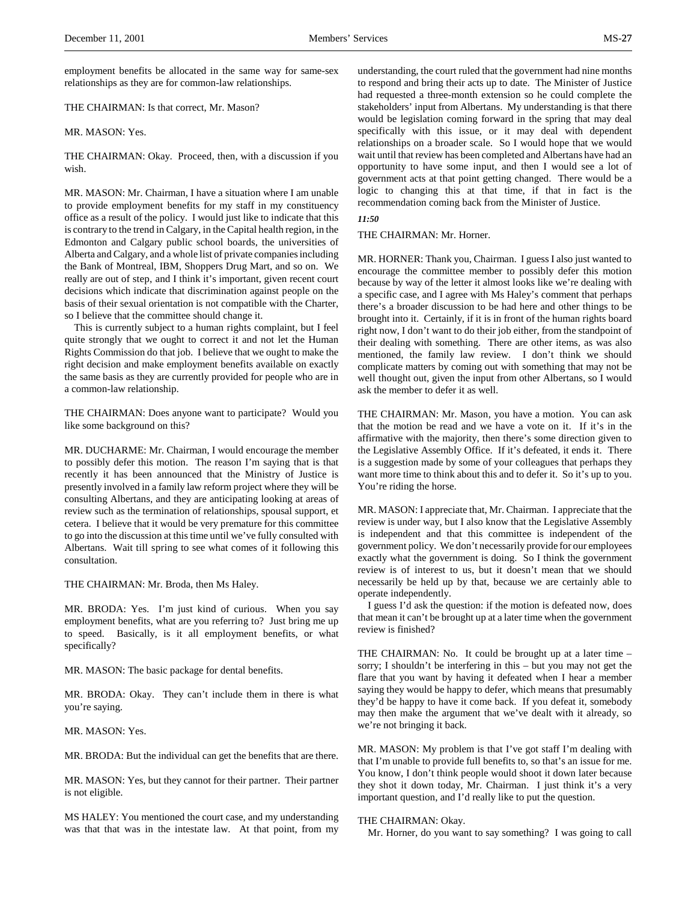employment benefits be allocated in the same way for same-sex relationships as they are for common-law relationships.

THE CHAIRMAN: Is that correct, Mr. Mason?

MR. MASON: Yes.

THE CHAIRMAN: Okay. Proceed, then, with a discussion if you wish.

MR. MASON: Mr. Chairman, I have a situation where I am unable to provide employment benefits for my staff in my constituency office as a result of the policy. I would just like to indicate that this is contrary to the trend in Calgary, in the Capital health region, in the Edmonton and Calgary public school boards, the universities of Alberta and Calgary, and a whole list of private companies including the Bank of Montreal, IBM, Shoppers Drug Mart, and so on. We really are out of step, and I think it's important, given recent court decisions which indicate that discrimination against people on the basis of their sexual orientation is not compatible with the Charter, so I believe that the committee should change it.

This is currently subject to a human rights complaint, but I feel quite strongly that we ought to correct it and not let the Human Rights Commission do that job. I believe that we ought to make the right decision and make employment benefits available on exactly the same basis as they are currently provided for people who are in a common-law relationship.

THE CHAIRMAN: Does anyone want to participate? Would you like some background on this?

MR. DUCHARME: Mr. Chairman, I would encourage the member to possibly defer this motion. The reason I'm saying that is that recently it has been announced that the Ministry of Justice is presently involved in a family law reform project where they will be consulting Albertans, and they are anticipating looking at areas of review such as the termination of relationships, spousal support, et cetera. I believe that it would be very premature for this committee to go into the discussion at this time until we've fully consulted with Albertans. Wait till spring to see what comes of it following this consultation.

THE CHAIRMAN: Mr. Broda, then Ms Haley.

MR. BRODA: Yes. I'm just kind of curious. When you say employment benefits, what are you referring to? Just bring me up to speed. Basically, is it all employment benefits, or what specifically?

MR. MASON: The basic package for dental benefits.

MR. BRODA: Okay. They can't include them in there is what you're saying.

MR. MASON: Yes.

MR. BRODA: But the individual can get the benefits that are there.

MR. MASON: Yes, but they cannot for their partner. Their partner is not eligible.

MS HALEY: You mentioned the court case, and my understanding was that that was in the intestate law. At that point, from my understanding, the court ruled that the government had nine months to respond and bring their acts up to date. The Minister of Justice had requested a three-month extension so he could complete the stakeholders' input from Albertans. My understanding is that there would be legislation coming forward in the spring that may deal specifically with this issue, or it may deal with dependent relationships on a broader scale. So I would hope that we would wait until that review has been completed and Albertans have had an opportunity to have some input, and then I would see a lot of government acts at that point getting changed. There would be a logic to changing this at that time, if that in fact is the recommendation coming back from the Minister of Justice.

*11:50*

THE CHAIRMAN: Mr. Horner.

MR. HORNER: Thank you, Chairman. I guess I also just wanted to encourage the committee member to possibly defer this motion because by way of the letter it almost looks like we're dealing with a specific case, and I agree with Ms Haley's comment that perhaps there's a broader discussion to be had here and other things to be brought into it. Certainly, if it is in front of the human rights board right now, I don't want to do their job either, from the standpoint of their dealing with something. There are other items, as was also mentioned, the family law review. I don't think we should complicate matters by coming out with something that may not be well thought out, given the input from other Albertans, so I would ask the member to defer it as well.

THE CHAIRMAN: Mr. Mason, you have a motion. You can ask that the motion be read and we have a vote on it. If it's in the affirmative with the majority, then there's some direction given to the Legislative Assembly Office. If it's defeated, it ends it. There is a suggestion made by some of your colleagues that perhaps they want more time to think about this and to defer it. So it's up to you. You're riding the horse.

MR. MASON: I appreciate that, Mr. Chairman. I appreciate that the review is under way, but I also know that the Legislative Assembly is independent and that this committee is independent of the government policy. We don't necessarily provide for our employees exactly what the government is doing. So I think the government review is of interest to us, but it doesn't mean that we should necessarily be held up by that, because we are certainly able to operate independently.

I guess I'd ask the question: if the motion is defeated now, does that mean it can't be brought up at a later time when the government review is finished?

THE CHAIRMAN: No. It could be brought up at a later time – sorry; I shouldn't be interfering in this – but you may not get the flare that you want by having it defeated when I hear a member saying they would be happy to defer, which means that presumably they'd be happy to have it come back. If you defeat it, somebody may then make the argument that we've dealt with it already, so we're not bringing it back.

MR. MASON: My problem is that I've got staff I'm dealing with that I'm unable to provide full benefits to, so that's an issue for me. You know, I don't think people would shoot it down later because they shot it down today, Mr. Chairman. I just think it's a very important question, and I'd really like to put the question.

THE CHAIRMAN: Okay.

Mr. Horner, do you want to say something? I was going to call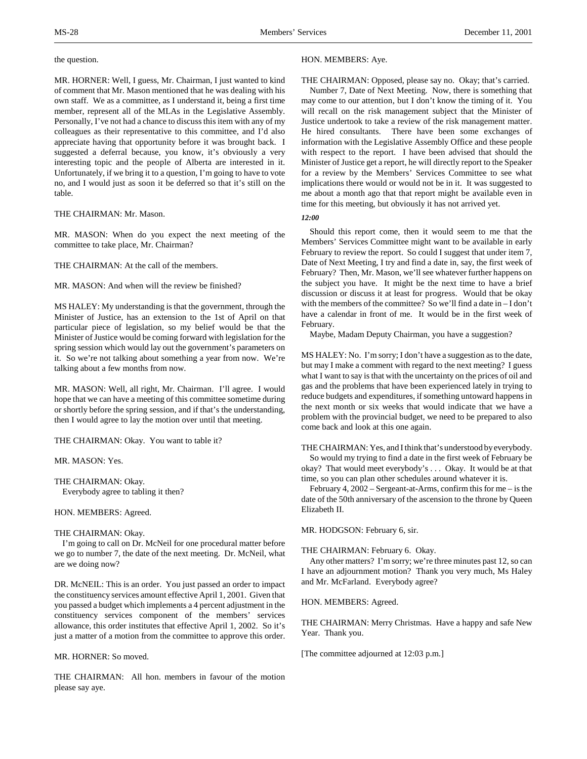the question.

MR. HORNER: Well, I guess, Mr. Chairman, I just wanted to kind of comment that Mr. Mason mentioned that he was dealing with his own staff. We as a committee, as I understand it, being a first time member, represent all of the MLAs in the Legislative Assembly. Personally, I've not had a chance to discuss this item with any of my colleagues as their representative to this committee, and I'd also appreciate having that opportunity before it was brought back. I suggested a deferral because, you know, it's obviously a very interesting topic and the people of Alberta are interested in it. Unfortunately, if we bring it to a question, I'm going to have to vote no, and I would just as soon it be deferred so that it's still on the table.

THE CHAIRMAN: Mr. Mason.

MR. MASON: When do you expect the next meeting of the committee to take place, Mr. Chairman?

THE CHAIRMAN: At the call of the members.

MR. MASON: And when will the review be finished?

MS HALEY: My understanding is that the government, through the Minister of Justice, has an extension to the 1st of April on that particular piece of legislation, so my belief would be that the Minister of Justice would be coming forward with legislation for the spring session which would lay out the government's parameters on it. So we're not talking about something a year from now. We're talking about a few months from now.

MR. MASON: Well, all right, Mr. Chairman. I'll agree. I would hope that we can have a meeting of this committee sometime during or shortly before the spring session, and if that's the understanding, then I would agree to lay the motion over until that meeting.

THE CHAIRMAN: Okay. You want to table it?

MR. MASON: Yes.

THE CHAIRMAN: Okay.
Everybody agree to tabling it then?

HON. MEMBERS: Agreed.

THE CHAIRMAN: Okay.
I'm going to call on Dr. McNeil for one procedural matter before we go to number 7, the date of the next meeting. Dr. McNeil, what are we doing now?

DR. McNEIL: This is an order. You just passed an order to impact the constituency services amount effective April 1, 2001. Given that you passed a budget which implements a 4 percent adjustment in the constituency services component of the members' services allowance, this order institutes that effective April 1, 2002. So it's just a matter of a motion from the committee to approve this order.

MR. HORNER: So moved.

THE CHAIRMAN: All hon. members in favour of the motion please say aye.

HON. MEMBERS: Aye.

THE CHAIRMAN: Opposed, please say no. Okay; that's carried.
Number 7, Date of Next Meeting. Now, there is something that may come to our attention, but I don't know the timing of it. You will recall on the risk management subject that the Minister of Justice undertook to take a review of the risk management matter. He hired consultants. There have been some exchanges of information with the Legislative Assembly Office and these people with respect to the report. I have been advised that should the Minister of Justice get a report, he will directly report to the Speaker for a review by the Members' Services Committee to see what implications there would or would not be in it. It was suggested to me about a month ago that that report might be available even in time for this meeting, but obviously it has not arrived yet.

*12:00*

Should this report come, then it would seem to me that the Members' Services Committee might want to be available in early February to review the report. So could I suggest that under item 7, Date of Next Meeting, I try and find a date in, say, the first week of February? Then, Mr. Mason, we'll see whatever further happens on the subject you have. It might be the next time to have a brief discussion or discuss it at least for progress. Would that be okay with the members of the committee? So we'll find a date in – I don't have a calendar in front of me. It would be in the first week of February.
Maybe, Madam Deputy Chairman, you have a suggestion?

MS HALEY: No. I'm sorry; I don't have a suggestion as to the date, but may I make a comment with regard to the next meeting? I guess what I want to say is that with the uncertainty on the prices of oil and gas and the problems that have been experienced lately in trying to reduce budgets and expenditures, if something untoward happens in the next month or six weeks that would indicate that we have a problem with the provincial budget, we need to be prepared to also come back and look at this one again.

THE CHAIRMAN: Yes, and I think that's understood by everybody.
So would my trying to find a date in the first week of February be okay? That would meet everybody's . . . Okay. It would be at that time, so you can plan other schedules around whatever it is.
February 4, 2002 – Sergeant-at-Arms, confirm this for me – is the date of the 50th anniversary of the ascension to the throne by Queen Elizabeth II.

MR. HODGSON: February 6, sir.

THE CHAIRMAN: February 6. Okay.
Any other matters? I'm sorry; we're three minutes past 12, so can I have an adjournment motion? Thank you very much, Ms Haley and Mr. McFarland. Everybody agree?

HON. MEMBERS: Agreed.

THE CHAIRMAN: Merry Christmas. Have a happy and safe New Year. Thank you.

[The committee adjourned at 12:03 p.m.]